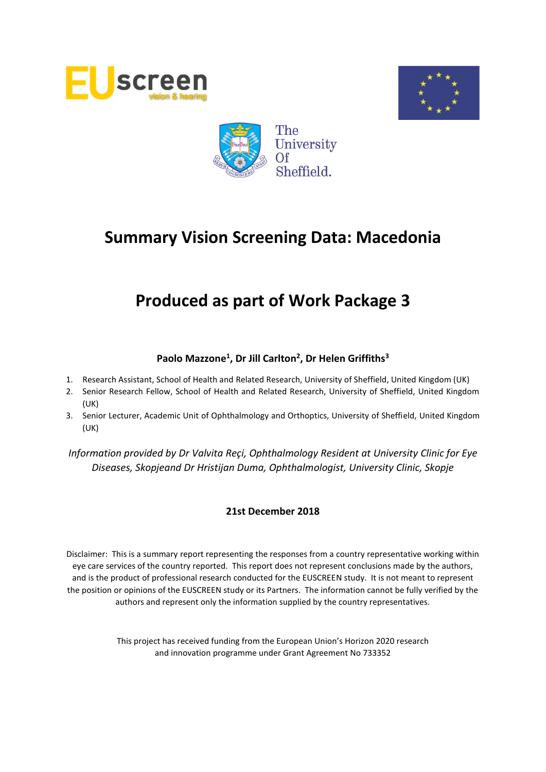# Summary Vision Screening Data: Macedonia

# Produced as part of Work Package 3

**Paolo Mazzone[1], Dr Jill Carlton[2], Dr Helen Griffiths[3]**

1. Research Assistant, School of Health and Related Research, University of Sheffield, United Kingdom (UK)
2. Senior Research Fellow, School of Health and Related Research, University of Sheffield, United Kingdom (UK)
3. Senior Lecturer, Academic Unit of Ophthalmology and Orthoptics, University of Sheffield, United Kingdom (UK)

*Information provided by Dr Valvita Reçi, Ophthalmology Resident at University Clinic for Eye Diseases, Skopjeand Dr Hristijan Duma, Ophthalmologist, University Clinic, Skopje*

**21st December 2018**

Disclaimer: This is a summary report representing the responses from a country representative working within eye care services of the country reported. This report does not represent conclusions made by the authors, and is the product of professional research conducted for the EUSCREEN study. It is not meant to represent the position or opinions of the EUSCREEN study or its Partners. The information cannot be fully verified by the authors and represent only the information supplied by the country representatives.

This project has received funding from the European Union's Horizon 2020 research and innovation programme under Grant Agreement No 733352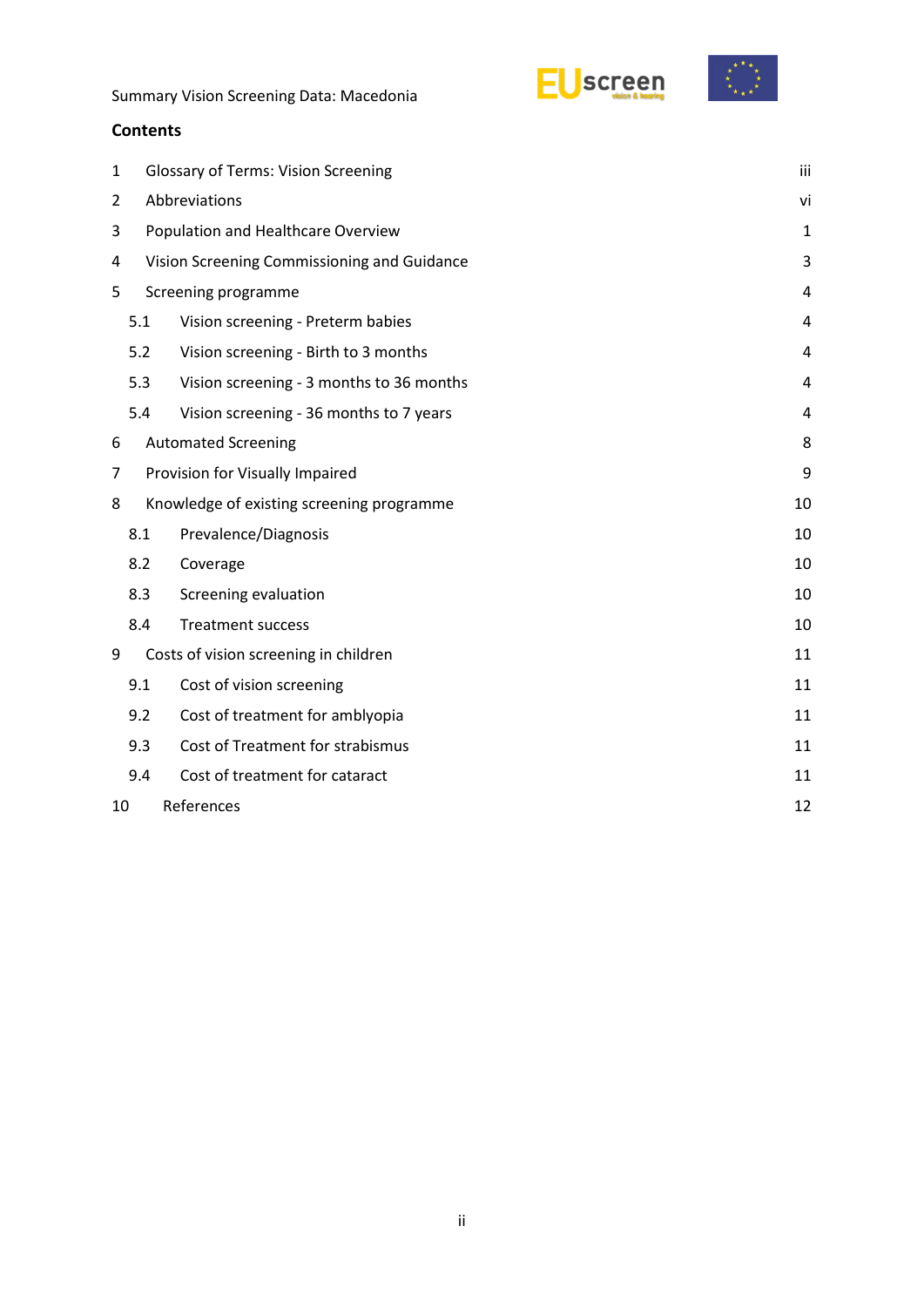## Contents

| | | |
|---|---|---|
| 1 | Glossary of Terms: Vision Screening | iii |
| 2 | Abbreviations | vi |
| 3 | Population and Healthcare Overview | 1 |
| 4 | Vision Screening Commissioning and Guidance | 3 |
| 5 | Screening programme | 4 |
| 5.1 | Vision screening - Preterm babies | 4 |
| 5.2 | Vision screening - Birth to 3 months | 4 |
| 5.3 | Vision screening - 3 months to 36 months | 4 |
| 5.4 | Vision screening - 36 months to 7 years | 4 |
| 6 | Automated Screening | 8 |
| 7 | Provision for Visually Impaired | 9 |
| 8 | Knowledge of existing screening programme | 10 |
| 8.1 | Prevalence/Diagnosis | 10 |
| 8.2 | Coverage | 10 |
| 8.3 | Screening evaluation | 10 |
| 8.4 | Treatment success | 10 |
| 9 | Costs of vision screening in children | 11 |
| 9.1 | Cost of vision screening | 11 |
| 9.2 | Cost of treatment for amblyopia | 11 |
| 9.3 | Cost of Treatment for strabismus | 11 |
| 9.4 | Cost of treatment for cataract | 11 |
| 10 | References | 12 |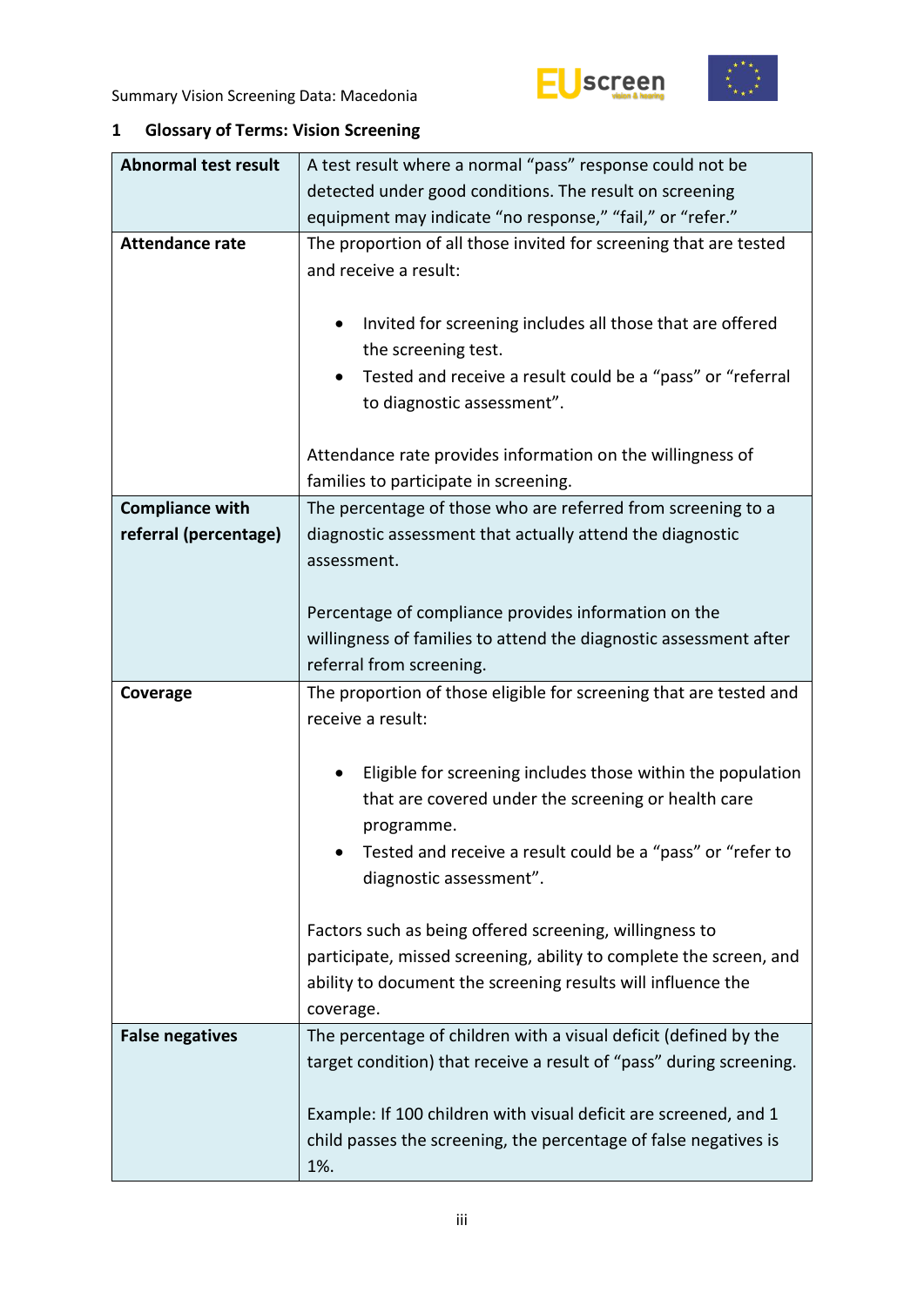## 1 Glossary of Terms: Vision Screening

| | |
|---|---|
| **Abnormal test result** | A test result where a normal "pass" response could not be detected under good conditions. The result on screening equipment may indicate "no response," "fail," or "refer." |
| **Attendance rate** | The proportion of all those invited for screening that are tested and receive a result:<br><br>• Invited for screening includes all those that are offered the screening test.<br>• Tested and receive a result could be a "pass" or "referral to diagnostic assessment".<br><br>Attendance rate provides information on the willingness of families to participate in screening. |
| **Compliance with referral (percentage)** | The percentage of those who are referred from screening to a diagnostic assessment that actually attend the diagnostic assessment.<br><br>Percentage of compliance provides information on the willingness of families to attend the diagnostic assessment after referral from screening. |
| **Coverage** | The proportion of those eligible for screening that are tested and receive a result:<br><br>• Eligible for screening includes those within the population that are covered under the screening or health care programme.<br>• Tested and receive a result could be a "pass" or "refer to diagnostic assessment".<br><br>Factors such as being offered screening, willingness to participate, missed screening, ability to complete the screen, and ability to document the screening results will influence the coverage. |
| **False negatives** | The percentage of children with a visual deficit (defined by the target condition) that receive a result of "pass" during screening.<br><br>Example: If 100 children with visual deficit are screened, and 1 child passes the screening, the percentage of false negatives is 1%. |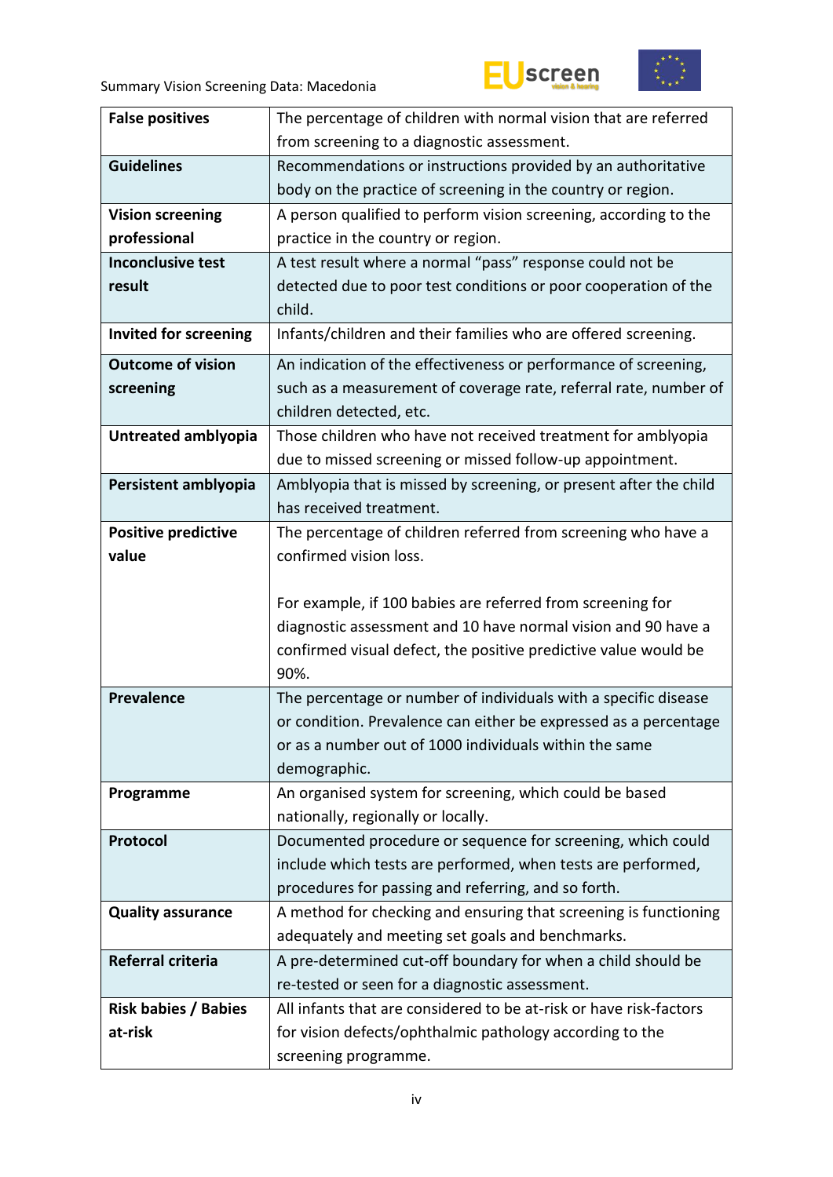| | |
|---|---|
| **False positives** | The percentage of children with normal vision that are referred from screening to a diagnostic assessment. |
| **Guidelines** | Recommendations or instructions provided by an authoritative body on the practice of screening in the country or region. |
| **Vision screening professional** | A person qualified to perform vision screening, according to the practice in the country or region. |
| **Inconclusive test result** | A test result where a normal "pass" response could not be detected due to poor test conditions or poor cooperation of the child. |
| **Invited for screening** | Infants/children and their families who are offered screening. |
| **Outcome of vision screening** | An indication of the effectiveness or performance of screening, such as a measurement of coverage rate, referral rate, number of children detected, etc. |
| **Untreated amblyopia** | Those children who have not received treatment for amblyopia due to missed screening or missed follow-up appointment. |
| **Persistent amblyopia** | Amblyopia that is missed by screening, or present after the child has received treatment. |
| **Positive predictive value** | The percentage of children referred from screening who have a confirmed vision loss.<br><br>For example, if 100 babies are referred from screening for diagnostic assessment and 10 have normal vision and 90 have a confirmed visual defect, the positive predictive value would be 90%. |
| **Prevalence** | The percentage or number of individuals with a specific disease or condition. Prevalence can either be expressed as a percentage or as a number out of 1000 individuals within the same demographic. |
| **Programme** | An organised system for screening, which could be based nationally, regionally or locally. |
| **Protocol** | Documented procedure or sequence for screening, which could include which tests are performed, when tests are performed, procedures for passing and referring, and so forth. |
| **Quality assurance** | A method for checking and ensuring that screening is functioning adequately and meeting set goals and benchmarks. |
| **Referral criteria** | A pre-determined cut-off boundary for when a child should be re-tested or seen for a diagnostic assessment. |
| **Risk babies / Babies at-risk** | All infants that are considered to be at-risk or have risk-factors for vision defects/ophthalmic pathology according to the screening programme. |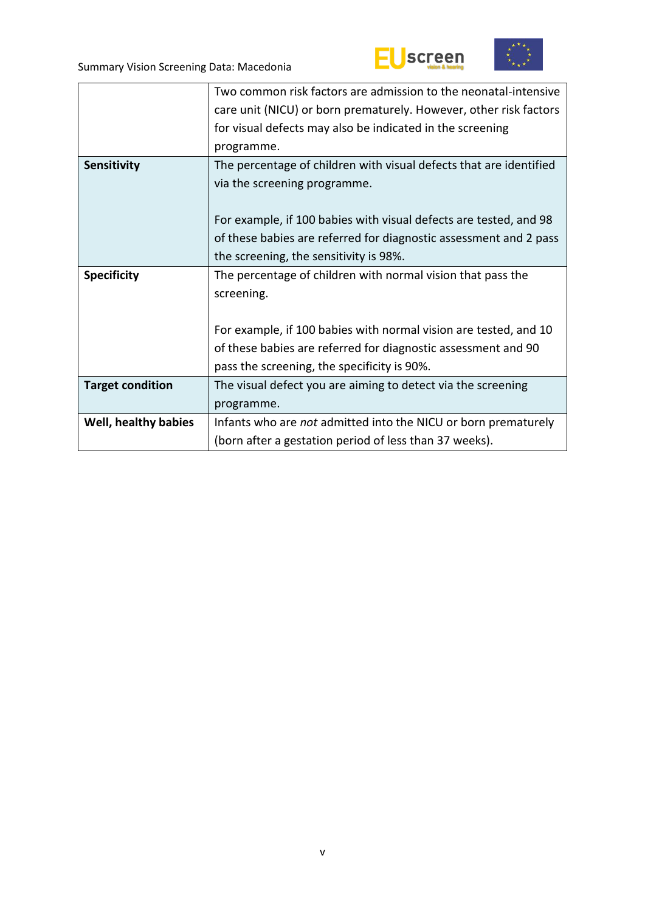| | |
|---|---|
| | Two common risk factors are admission to the neonatal-intensive care unit (NICU) or born prematurely. However, other risk factors for visual defects may also be indicated in the screening programme. |
| **Sensitivity** | The percentage of children with visual defects that are identified via the screening programme.<br><br>For example, if 100 babies with visual defects are tested, and 98 of these babies are referred for diagnostic assessment and 2 pass the screening, the sensitivity is 98%. |
| **Specificity** | The percentage of children with normal vision that pass the screening.<br><br>For example, if 100 babies with normal vision are tested, and 10 of these babies are referred for diagnostic assessment and 90 pass the screening, the specificity is 90%. |
| **Target condition** | The visual defect you are aiming to detect via the screening programme. |
| **Well, healthy babies** | Infants who are *not* admitted into the NICU or born prematurely (born after a gestation period of less than 37 weeks). |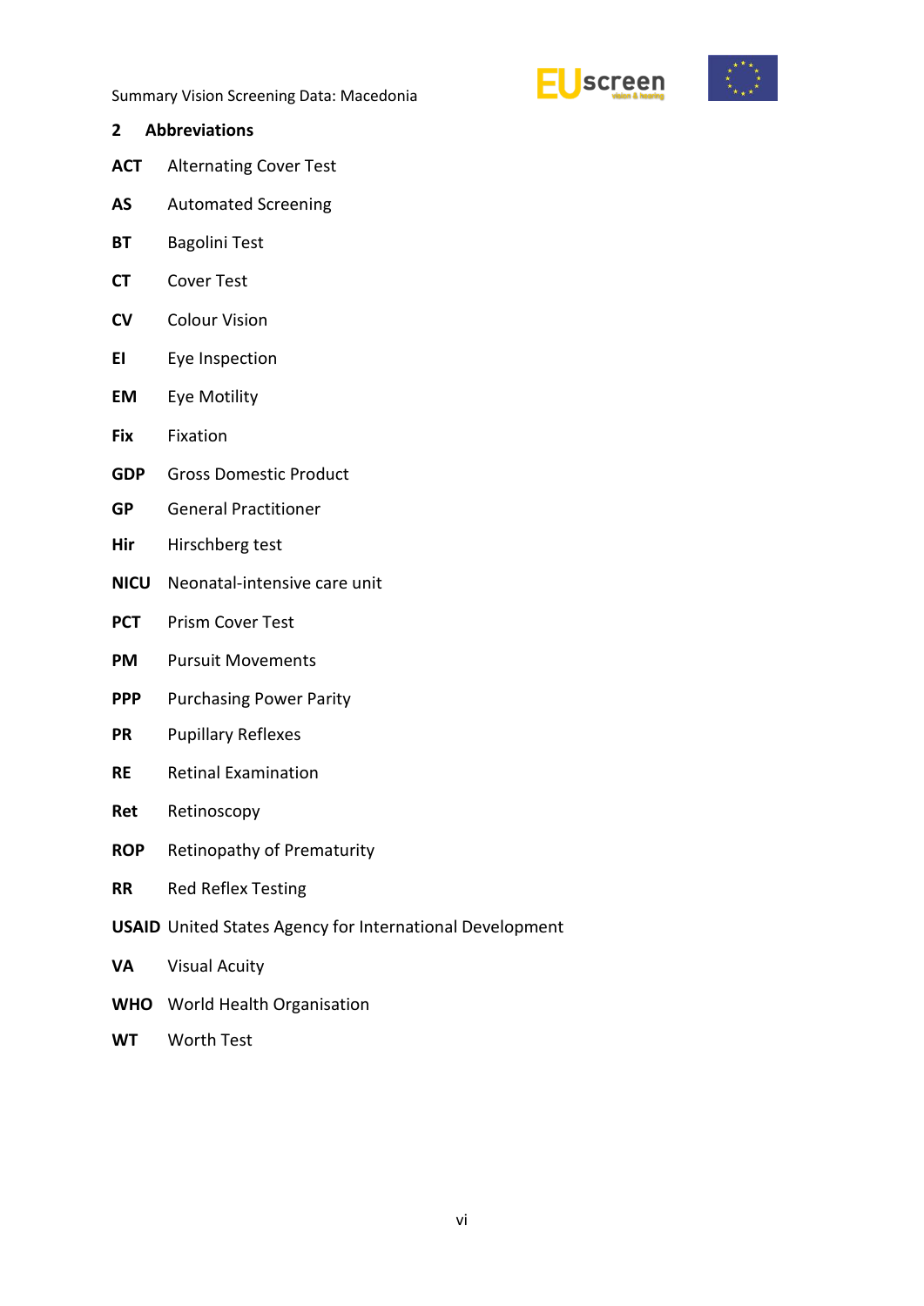## 2 Abbreviations

**ACT** Alternating Cover Test

**AS** Automated Screening

**BT** Bagolini Test

**CT** Cover Test

**CV** Colour Vision

**EI** Eye Inspection

**EM** Eye Motility

**Fix** Fixation

**GDP** Gross Domestic Product

**GP** General Practitioner

**Hir** Hirschberg test

**NICU** Neonatal-intensive care unit

**PCT** Prism Cover Test

**PM** Pursuit Movements

**PPP** Purchasing Power Parity

**PR** Pupillary Reflexes

**RE** Retinal Examination

**Ret** Retinoscopy

**ROP** Retinopathy of Prematurity

**RR** Red Reflex Testing

**USAID** United States Agency for International Development

**VA** Visual Acuity

**WHO** World Health Organisation

**WT** Worth Test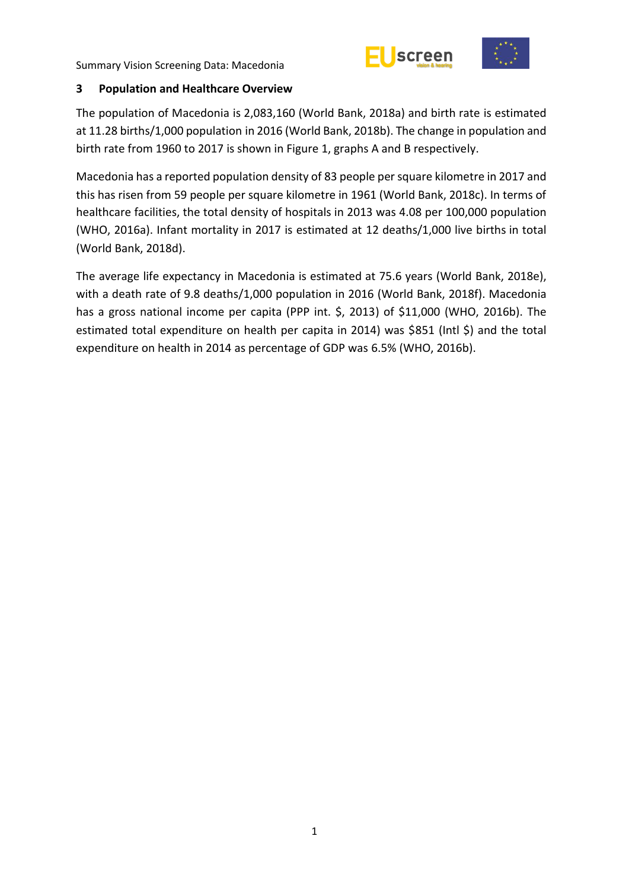## 3 Population and Healthcare Overview

The population of Macedonia is 2,083,160 (World Bank, 2018a) and birth rate is estimated at 11.28 births/1,000 population in 2016 (World Bank, 2018b). The change in population and birth rate from 1960 to 2017 is shown in Figure 1, graphs A and B respectively.

Macedonia has a reported population density of 83 people per square kilometre in 2017 and this has risen from 59 people per square kilometre in 1961 (World Bank, 2018c). In terms of healthcare facilities, the total density of hospitals in 2013 was 4.08 per 100,000 population (WHO, 2016a). Infant mortality in 2017 is estimated at 12 deaths/1,000 live births in total (World Bank, 2018d).

The average life expectancy in Macedonia is estimated at 75.6 years (World Bank, 2018e), with a death rate of 9.8 deaths/1,000 population in 2016 (World Bank, 2018f). Macedonia has a gross national income per capita (PPP int. $, 2013) of $11,000 (WHO, 2016b). The estimated total expenditure on health per capita in 2014) was $851 (Intl $) and the total expenditure on health in 2014 as percentage of GDP was 6.5% (WHO, 2016b).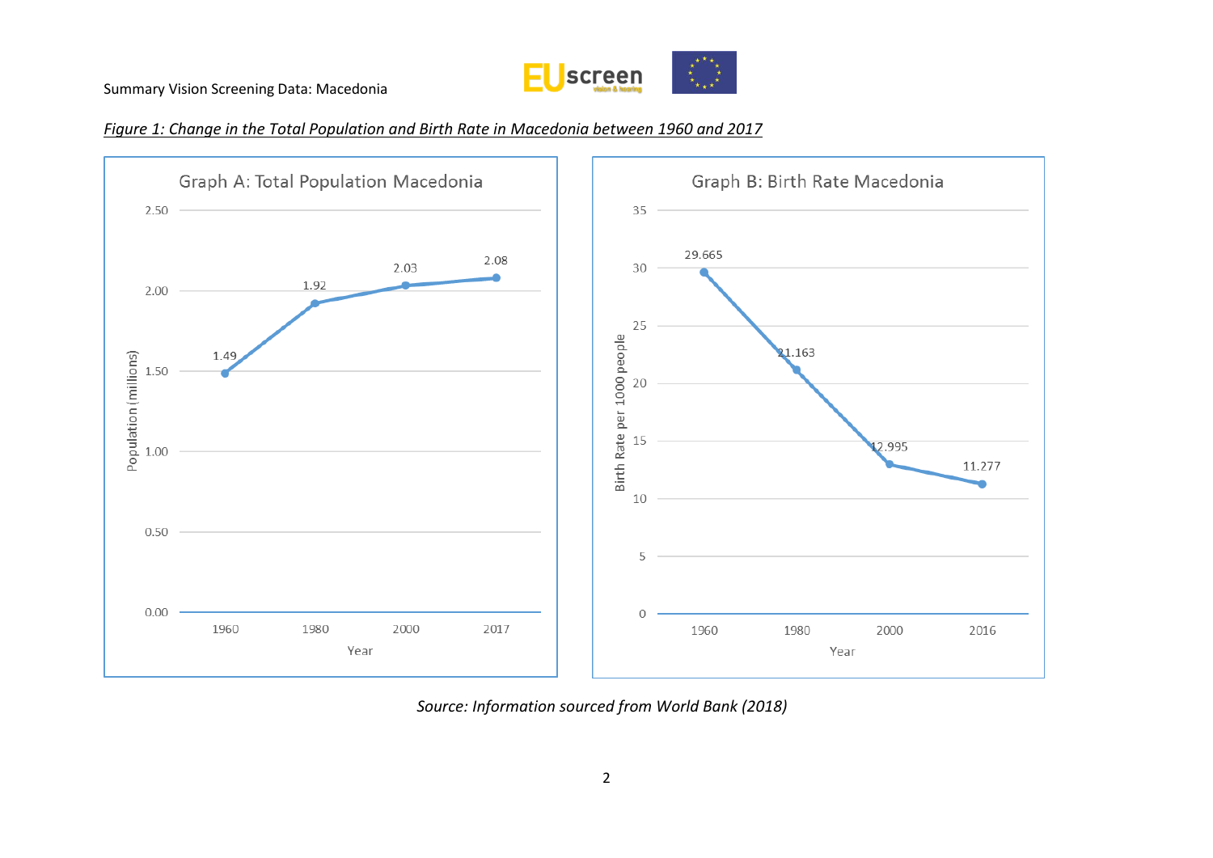*Figure 1: Change in the Total Population and Birth Rate in Macedonia between 1960 and 2017*

Graph A: Total Population Macedonia

| Year | Population (millions) |
| --- | --- |
| 1960 | 1.49 |
| 1980 | 1.92 |
| 2000 | 2.03 |
| 2017 | 2.08 |

Graph B: Birth Rate Macedonia

| Year | Birth Rate per 1000 people |
| --- | --- |
| 1960 | 29.665 |
| 1980 | 21.163 |
| 2000 | 12.995 |
| 2016 | 11.277 |

*Source: Information sourced from World Bank (2018)*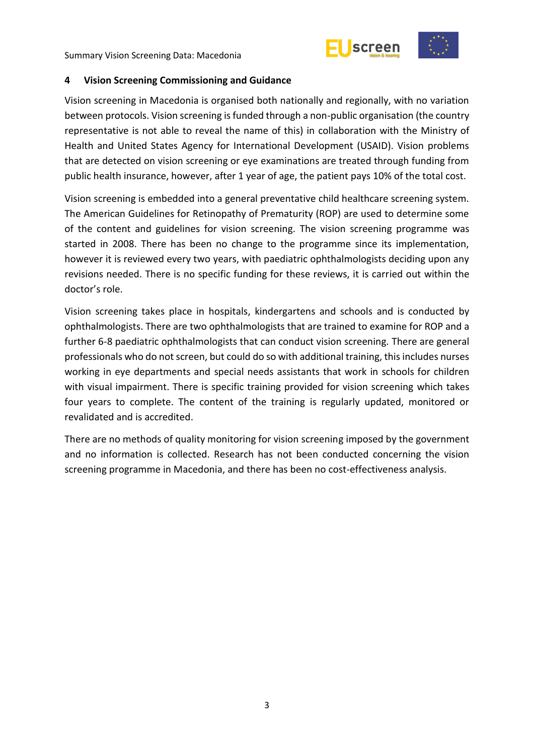## 4 Vision Screening Commissioning and Guidance

Vision screening in Macedonia is organised both nationally and regionally, with no variation between protocols. Vision screening is funded through a non-public organisation (the country representative is not able to reveal the name of this) in collaboration with the Ministry of Health and United States Agency for International Development (USAID). Vision problems that are detected on vision screening or eye examinations are treated through funding from public health insurance, however, after 1 year of age, the patient pays 10% of the total cost.

Vision screening is embedded into a general preventative child healthcare screening system. The American Guidelines for Retinopathy of Prematurity (ROP) are used to determine some of the content and guidelines for vision screening. The vision screening programme was started in 2008. There has been no change to the programme since its implementation, however it is reviewed every two years, with paediatric ophthalmologists deciding upon any revisions needed. There is no specific funding for these reviews, it is carried out within the doctor's role.

Vision screening takes place in hospitals, kindergartens and schools and is conducted by ophthalmologists. There are two ophthalmologists that are trained to examine for ROP and a further 6-8 paediatric ophthalmologists that can conduct vision screening. There are general professionals who do not screen, but could do so with additional training, this includes nurses working in eye departments and special needs assistants that work in schools for children with visual impairment. There is specific training provided for vision screening which takes four years to complete. The content of the training is regularly updated, monitored or revalidated and is accredited.

There are no methods of quality monitoring for vision screening imposed by the government and no information is collected. Research has not been conducted concerning the vision screening programme in Macedonia, and there has been no cost-effectiveness analysis.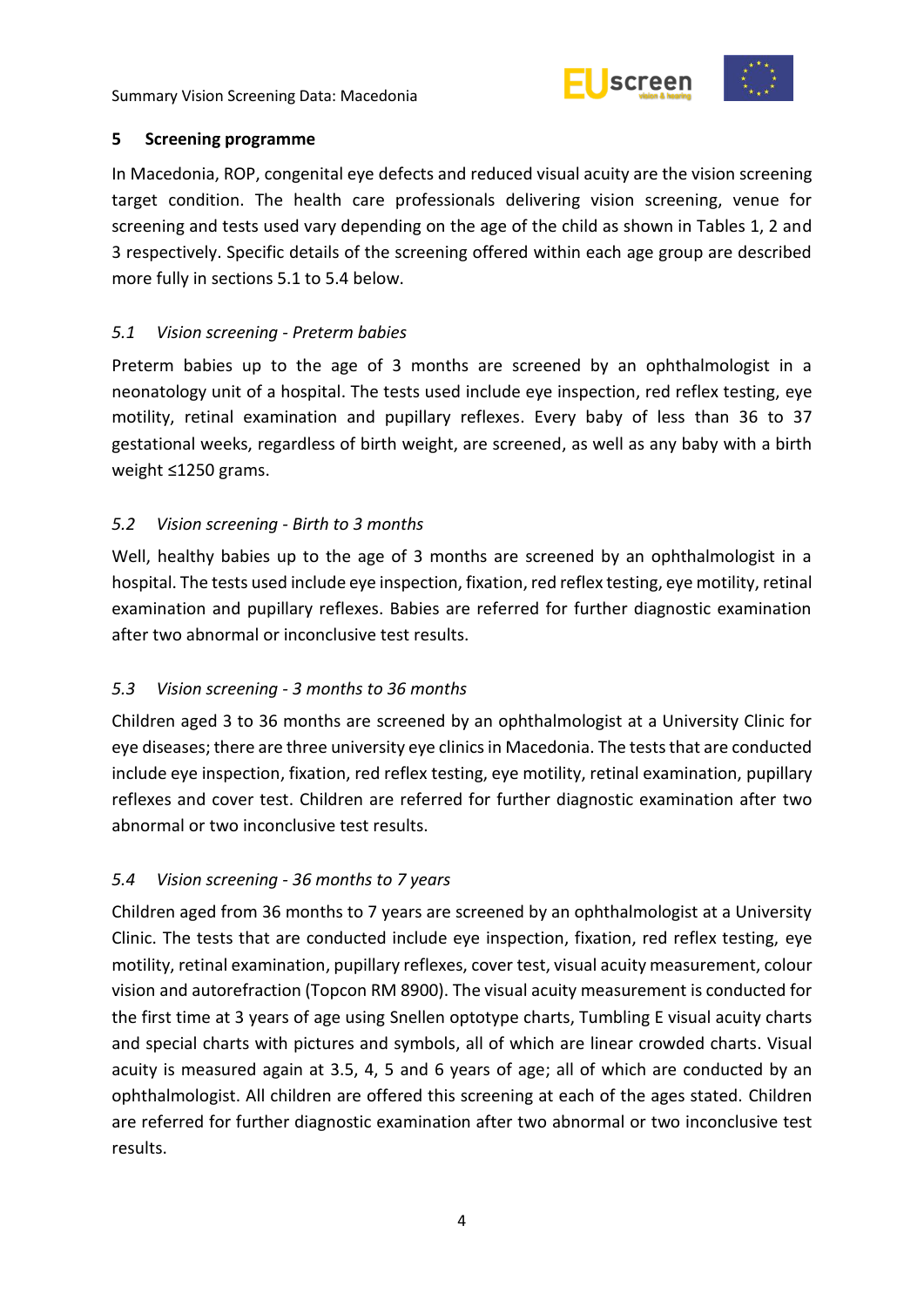## 5 Screening programme

In Macedonia, ROP, congenital eye defects and reduced visual acuity are the vision screening target condition. The health care professionals delivering vision screening, venue for screening and tests used vary depending on the age of the child as shown in Tables 1, 2 and 3 respectively. Specific details of the screening offered within each age group are described more fully in sections 5.1 to 5.4 below.

### *5.1 Vision screening - Preterm babies*

Preterm babies up to the age of 3 months are screened by an ophthalmologist in a neonatology unit of a hospital. The tests used include eye inspection, red reflex testing, eye motility, retinal examination and pupillary reflexes. Every baby of less than 36 to 37 gestational weeks, regardless of birth weight, are screened, as well as any baby with a birth weight ≤1250 grams.

### *5.2 Vision screening - Birth to 3 months*

Well, healthy babies up to the age of 3 months are screened by an ophthalmologist in a hospital. The tests used include eye inspection, fixation, red reflex testing, eye motility, retinal examination and pupillary reflexes. Babies are referred for further diagnostic examination after two abnormal or inconclusive test results.

### *5.3 Vision screening - 3 months to 36 months*

Children aged 3 to 36 months are screened by an ophthalmologist at a University Clinic for eye diseases; there are three university eye clinics in Macedonia. The tests that are conducted include eye inspection, fixation, red reflex testing, eye motility, retinal examination, pupillary reflexes and cover test. Children are referred for further diagnostic examination after two abnormal or two inconclusive test results.

### *5.4 Vision screening - 36 months to 7 years*

Children aged from 36 months to 7 years are screened by an ophthalmologist at a University Clinic. The tests that are conducted include eye inspection, fixation, red reflex testing, eye motility, retinal examination, pupillary reflexes, cover test, visual acuity measurement, colour vision and autorefraction (Topcon RM 8900). The visual acuity measurement is conducted for the first time at 3 years of age using Snellen optotype charts, Tumbling E visual acuity charts and special charts with pictures and symbols, all of which are linear crowded charts. Visual acuity is measured again at 3.5, 4, 5 and 6 years of age; all of which are conducted by an ophthalmologist. All children are offered this screening at each of the ages stated. Children are referred for further diagnostic examination after two abnormal or two inconclusive test results.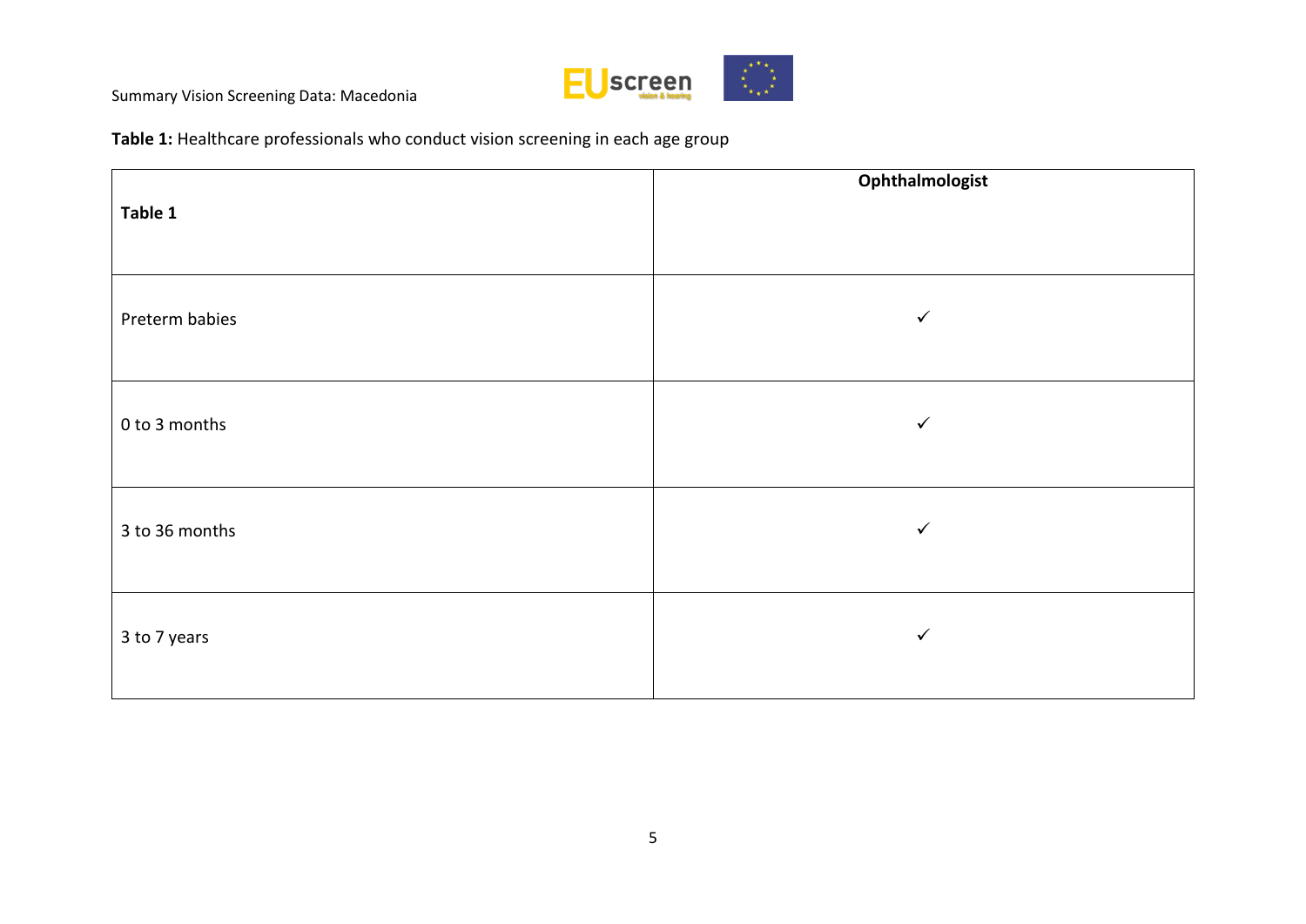**Table 1:** Healthcare professionals who conduct vision screening in each age group

| **Table 1** | **Ophthalmologist** |
|---|---|
| Preterm babies | ✓ |
| 0 to 3 months | ✓ |
| 3 to 36 months | ✓ |
| 3 to 7 years | ✓ |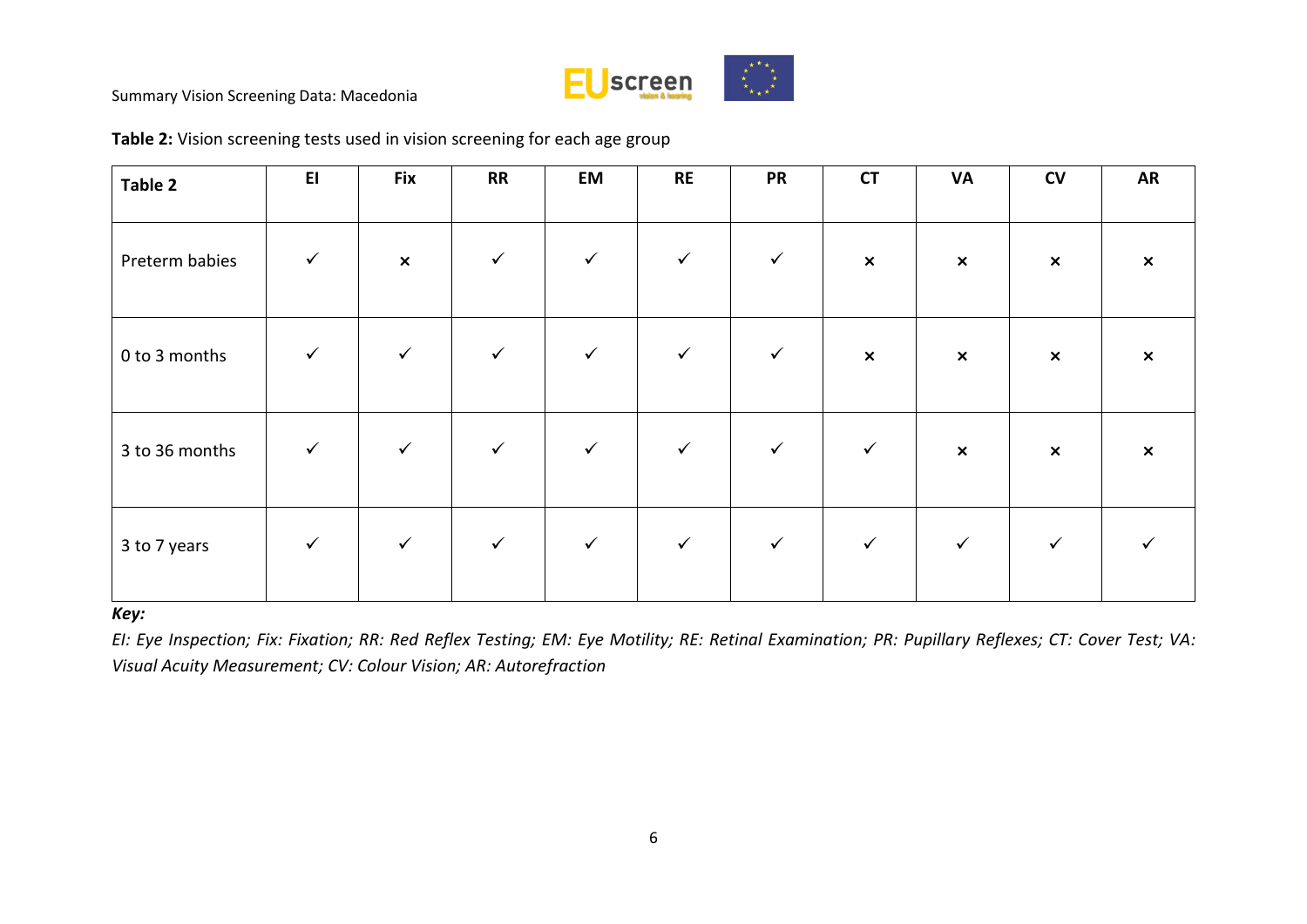**Table 2:** Vision screening tests used in vision screening for each age group

| Table 2 | EI | Fix | RR | EM | RE | PR | CT | VA | CV | AR |
|---|---|---|---|---|---|---|---|---|---|---|
| Preterm babies | ✓ | × | ✓ | ✓ | ✓ | ✓ | × | × | × | × |
| 0 to 3 months | ✓ | ✓ | ✓ | ✓ | ✓ | ✓ | × | × | × | × |
| 3 to 36 months | ✓ | ✓ | ✓ | ✓ | ✓ | ✓ | ✓ | × | × | × |
| 3 to 7 years | ✓ | ✓ | ✓ | ✓ | ✓ | ✓ | ✓ | ✓ | ✓ | ✓ |

***Key:***

*EI: Eye Inspection; Fix: Fixation; RR: Red Reflex Testing; EM: Eye Motility; RE: Retinal Examination; PR: Pupillary Reflexes; CT: Cover Test; VA: Visual Acuity Measurement; CV: Colour Vision; AR: Autorefraction*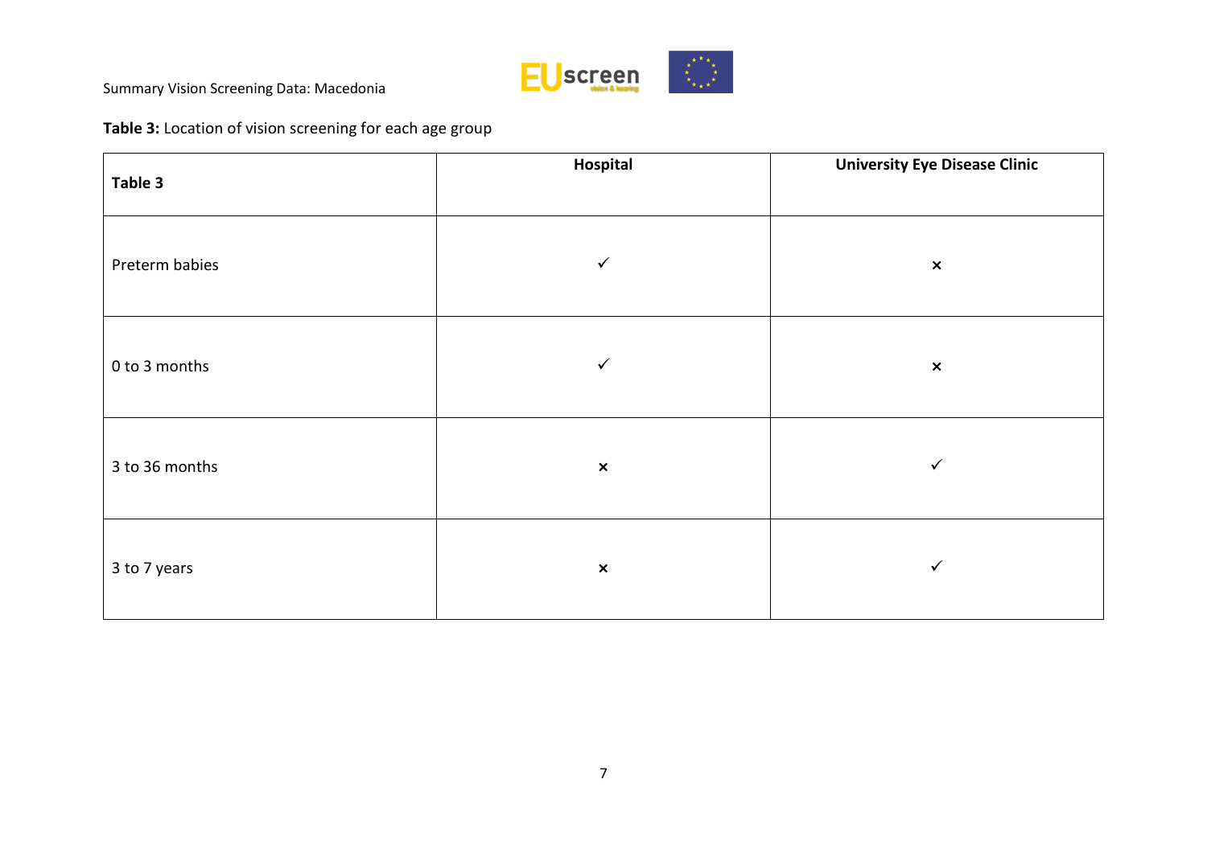**Table 3:** Location of vision screening for each age group

| Table 3 | Hospital | University Eye Disease Clinic |
|---|---|---|
| Preterm babies | ✓ | × |
| 0 to 3 months | ✓ | × |
| 3 to 36 months | × | ✓ |
| 3 to 7 years | × | ✓ |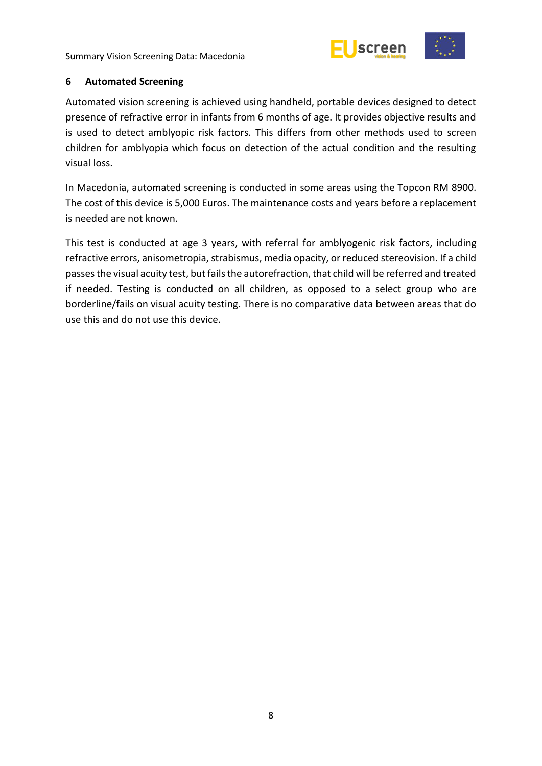## 6 Automated Screening

Automated vision screening is achieved using handheld, portable devices designed to detect presence of refractive error in infants from 6 months of age. It provides objective results and is used to detect amblyopic risk factors. This differs from other methods used to screen children for amblyopia which focus on detection of the actual condition and the resulting visual loss.

In Macedonia, automated screening is conducted in some areas using the Topcon RM 8900. The cost of this device is 5,000 Euros. The maintenance costs and years before a replacement is needed are not known.

This test is conducted at age 3 years, with referral for amblyogenic risk factors, including refractive errors, anisometropia, strabismus, media opacity, or reduced stereovision. If a child passes the visual acuity test, but fails the autorefraction, that child will be referred and treated if needed. Testing is conducted on all children, as opposed to a select group who are borderline/fails on visual acuity testing. There is no comparative data between areas that do use this and do not use this device.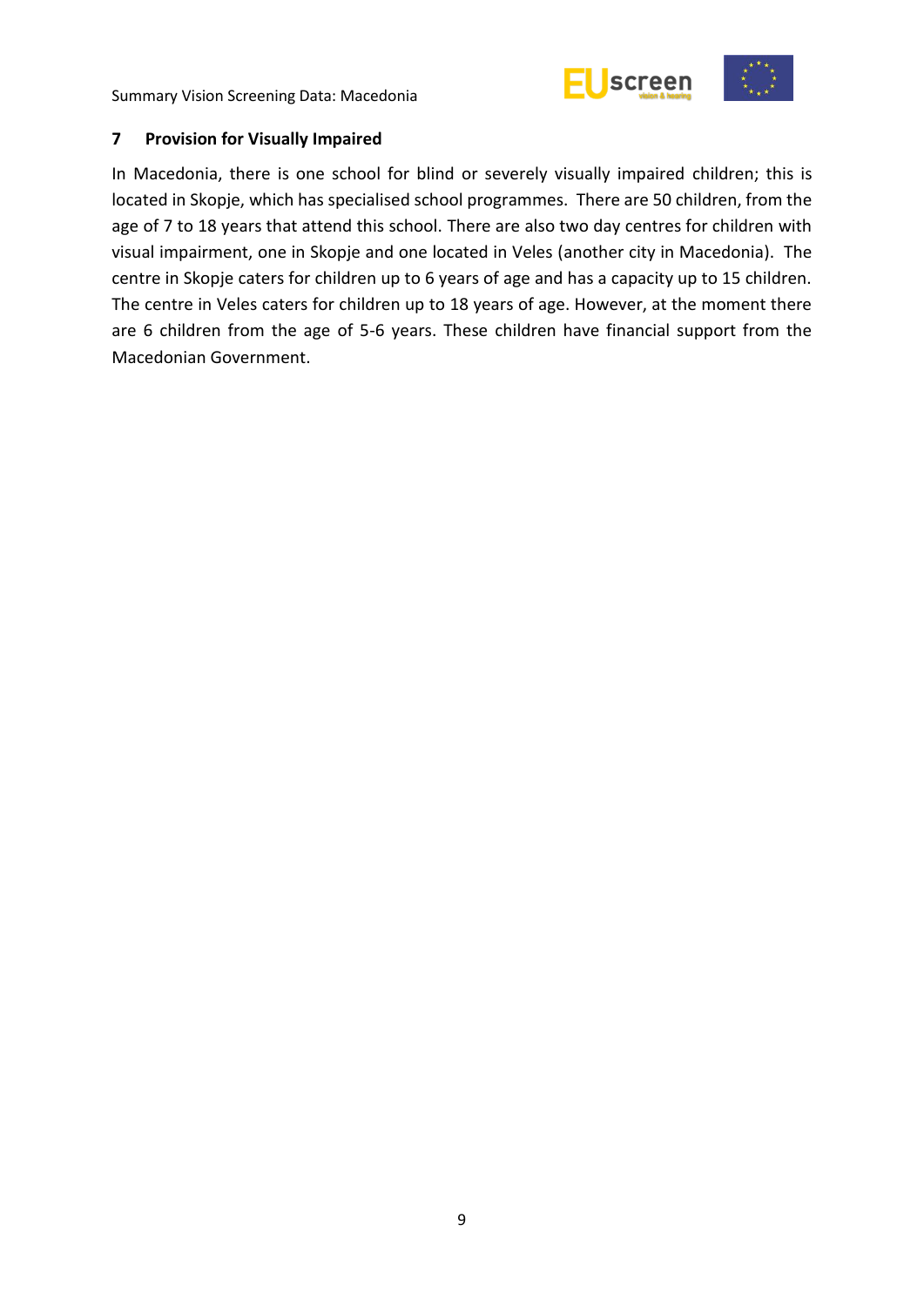## 7 Provision for Visually Impaired

In Macedonia, there is one school for blind or severely visually impaired children; this is located in Skopje, which has specialised school programmes. There are 50 children, from the age of 7 to 18 years that attend this school. There are also two day centres for children with visual impairment, one in Skopje and one located in Veles (another city in Macedonia). The centre in Skopje caters for children up to 6 years of age and has a capacity up to 15 children. The centre in Veles caters for children up to 18 years of age. However, at the moment there are 6 children from the age of 5-6 years. These children have financial support from the Macedonian Government.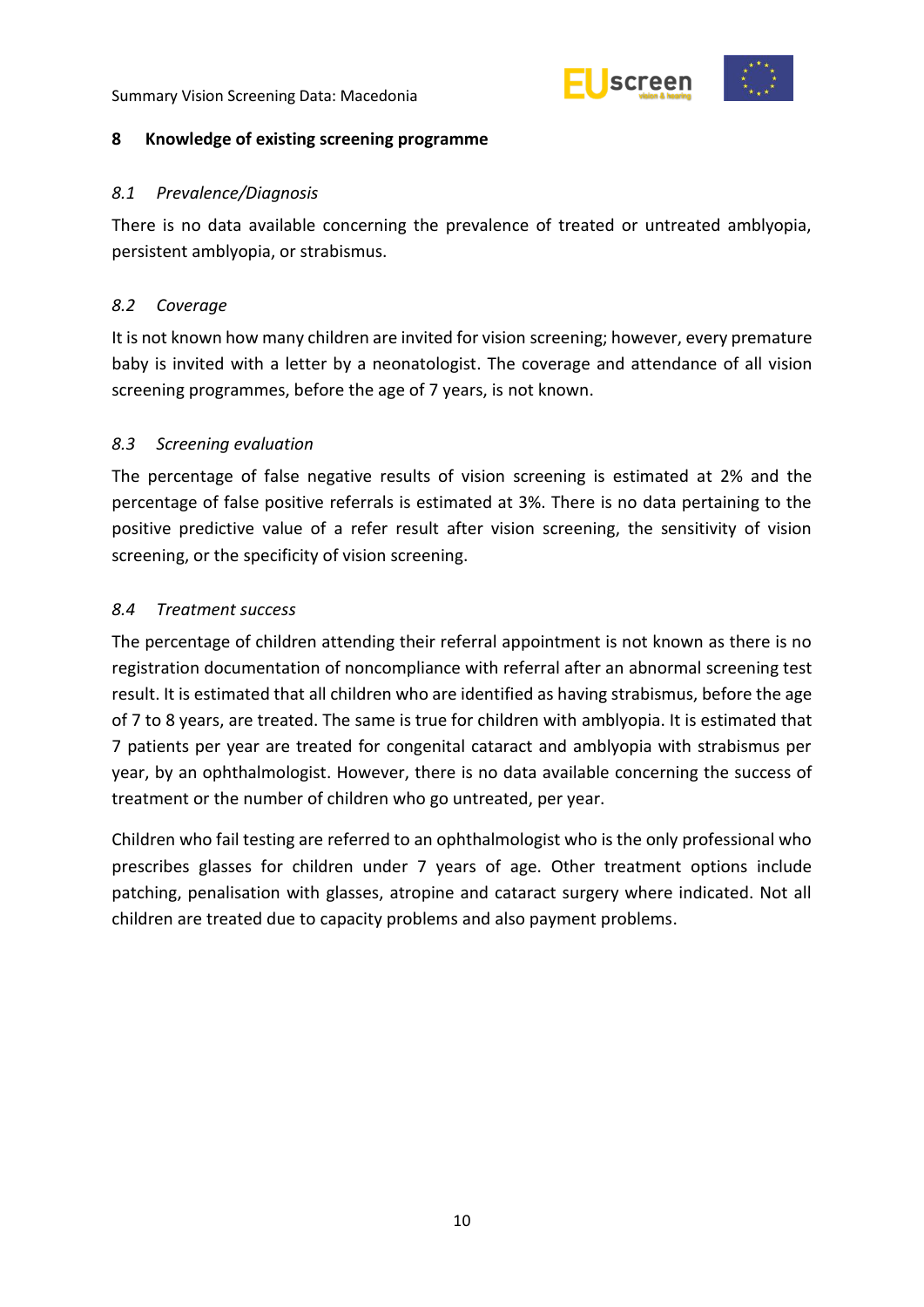## 8 Knowledge of existing screening programme

### *8.1 Prevalence/Diagnosis*

There is no data available concerning the prevalence of treated or untreated amblyopia, persistent amblyopia, or strabismus.

### *8.2 Coverage*

It is not known how many children are invited for vision screening; however, every premature baby is invited with a letter by a neonatologist. The coverage and attendance of all vision screening programmes, before the age of 7 years, is not known.

### *8.3 Screening evaluation*

The percentage of false negative results of vision screening is estimated at 2% and the percentage of false positive referrals is estimated at 3%. There is no data pertaining to the positive predictive value of a refer result after vision screening, the sensitivity of vision screening, or the specificity of vision screening.

### *8.4 Treatment success*

The percentage of children attending their referral appointment is not known as there is no registration documentation of noncompliance with referral after an abnormal screening test result. It is estimated that all children who are identified as having strabismus, before the age of 7 to 8 years, are treated. The same is true for children with amblyopia. It is estimated that 7 patients per year are treated for congenital cataract and amblyopia with strabismus per year, by an ophthalmologist. However, there is no data available concerning the success of treatment or the number of children who go untreated, per year.

Children who fail testing are referred to an ophthalmologist who is the only professional who prescribes glasses for children under 7 years of age. Other treatment options include patching, penalisation with glasses, atropine and cataract surgery where indicated. Not all children are treated due to capacity problems and also payment problems.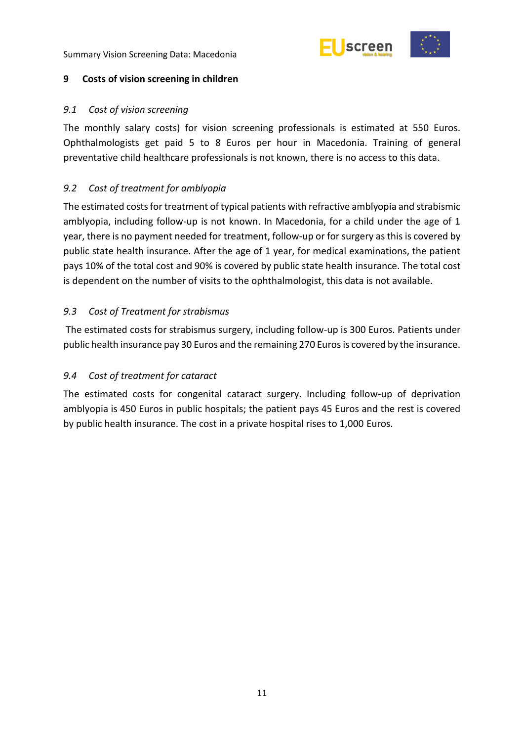## 9 Costs of vision screening in children

### *9.1 Cost of vision screening*

The monthly salary costs) for vision screening professionals is estimated at 550 Euros. Ophthalmologists get paid 5 to 8 Euros per hour in Macedonia. Training of general preventative child healthcare professionals is not known, there is no access to this data.

### *9.2 Cost of treatment for amblyopia*

The estimated costs for treatment of typical patients with refractive amblyopia and strabismic amblyopia, including follow-up is not known. In Macedonia, for a child under the age of 1 year, there is no payment needed for treatment, follow-up or for surgery as this is covered by public state health insurance. After the age of 1 year, for medical examinations, the patient pays 10% of the total cost and 90% is covered by public state health insurance. The total cost is dependent on the number of visits to the ophthalmologist, this data is not available.

### *9.3 Cost of Treatment for strabismus*

The estimated costs for strabismus surgery, including follow-up is 300 Euros. Patients under public health insurance pay 30 Euros and the remaining 270 Euros is covered by the insurance.

### *9.4 Cost of treatment for cataract*

The estimated costs for congenital cataract surgery. Including follow-up of deprivation amblyopia is 450 Euros in public hospitals; the patient pays 45 Euros and the rest is covered by public health insurance. The cost in a private hospital rises to 1,000 Euros.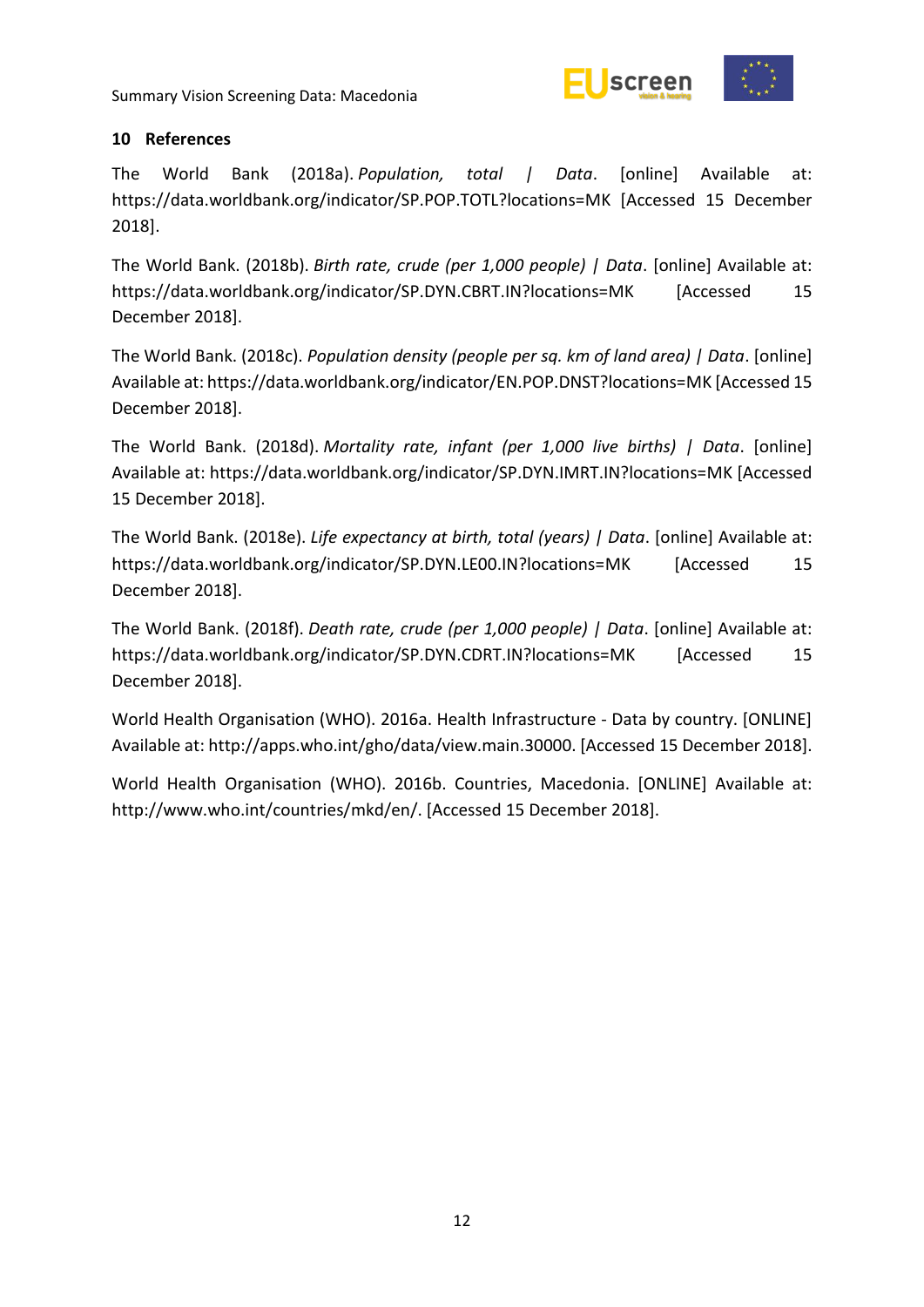## 10 References

The World Bank (2018a). *Population, total | Data*. [online] Available at: https://data.worldbank.org/indicator/SP.POP.TOTL?locations=MK [Accessed 15 December 2018].

The World Bank. (2018b). *Birth rate, crude (per 1,000 people) | Data*. [online] Available at: https://data.worldbank.org/indicator/SP.DYN.CBRT.IN?locations=MK [Accessed 15 December 2018].

The World Bank. (2018c). *Population density (people per sq. km of land area) | Data*. [online] Available at: https://data.worldbank.org/indicator/EN.POP.DNST?locations=MK [Accessed 15 December 2018].

The World Bank. (2018d). *Mortality rate, infant (per 1,000 live births) | Data*. [online] Available at: https://data.worldbank.org/indicator/SP.DYN.IMRT.IN?locations=MK [Accessed 15 December 2018].

The World Bank. (2018e). *Life expectancy at birth, total (years) | Data*. [online] Available at: https://data.worldbank.org/indicator/SP.DYN.LE00.IN?locations=MK [Accessed 15 December 2018].

The World Bank. (2018f). *Death rate, crude (per 1,000 people) | Data*. [online] Available at: https://data.worldbank.org/indicator/SP.DYN.CDRT.IN?locations=MK [Accessed 15 December 2018].

World Health Organisation (WHO). 2016a. Health Infrastructure - Data by country. [ONLINE] Available at: http://apps.who.int/gho/data/view.main.30000. [Accessed 15 December 2018].

World Health Organisation (WHO). 2016b. Countries, Macedonia. [ONLINE] Available at: http://www.who.int/countries/mkd/en/. [Accessed 15 December 2018].